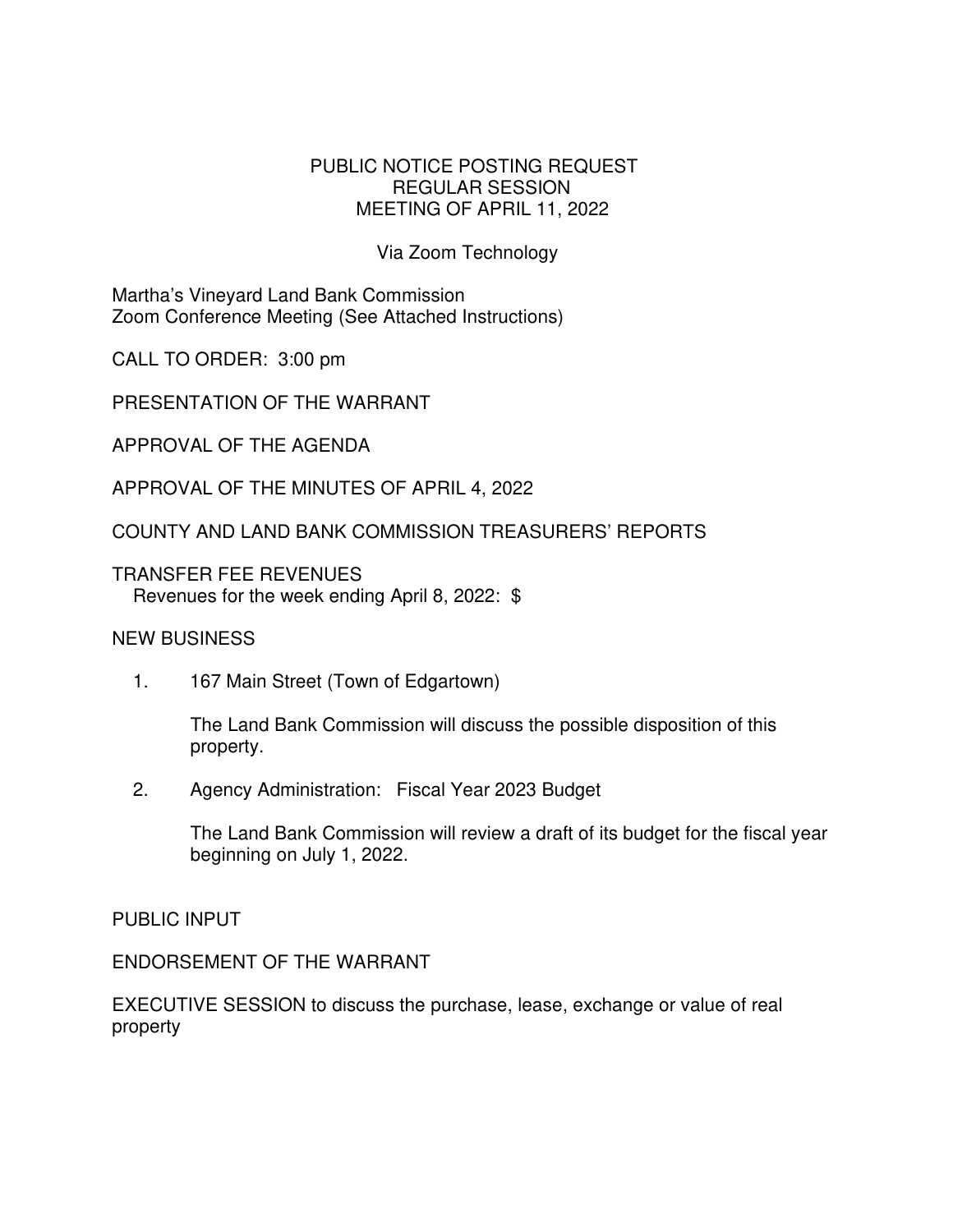# PUBLIC NOTICE POSTING REQUEST
## REGULAR SESSION
## MEETING OF APRIL 11, 2022

Via Zoom Technology

Martha's Vineyard Land Bank Commission
Zoom Conference Meeting (See Attached Instructions)

CALL TO ORDER: 3:00 pm

PRESENTATION OF THE WARRANT

APPROVAL OF THE AGENDA

APPROVAL OF THE MINUTES OF APRIL 4, 2022

COUNTY AND LAND BANK COMMISSION TREASURERS' REPORTS

TRANSFER FEE REVENUES
Revenues for the week ending April 8, 2022: $

NEW BUSINESS

1. 167 Main Street (Town of Edgartown)

   The Land Bank Commission will discuss the possible disposition of this property.

2. Agency Administration: Fiscal Year 2023 Budget

   The Land Bank Commission will review a draft of its budget for the fiscal year beginning on July 1, 2022.

PUBLIC INPUT

ENDORSEMENT OF THE WARRANT

EXECUTIVE SESSION to discuss the purchase, lease, exchange or value of real property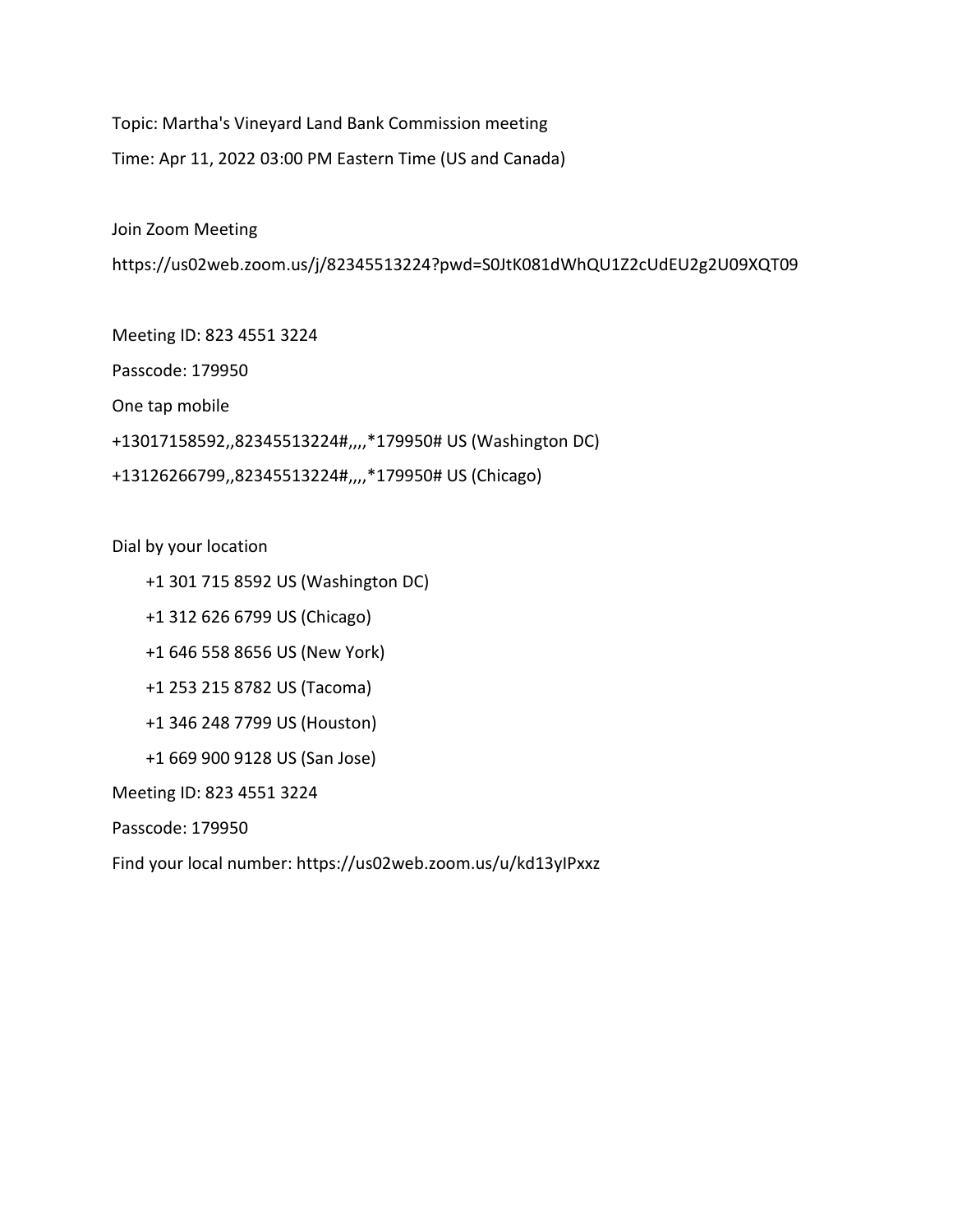Topic: Martha's Vineyard Land Bank Commission meeting

Time: Apr 11, 2022 03:00 PM Eastern Time (US and Canada)

Join Zoom Meeting

https://us02web.zoom.us/j/82345513224?pwd=S0JtK081dWhQU1Z2cUdEU2g2U09XQT09

Meeting ID: 823 4551 3224

Passcode: 179950

One tap mobile

+13017158592,,82345513224#,,,,*179950# US (Washington DC)

+13126266799,,82345513224#,,,,*179950# US (Chicago)

Dial by your location

 +1 301 715 8592 US (Washington DC)

 +1 312 626 6799 US (Chicago)

 +1 646 558 8656 US (New York)

 +1 253 215 8782 US (Tacoma)

 +1 346 248 7799 US (Houston)

 +1 669 900 9128 US (San Jose)

Meeting ID: 823 4551 3224

Passcode: 179950

Find your local number: https://us02web.zoom.us/u/kd13yIPxxz